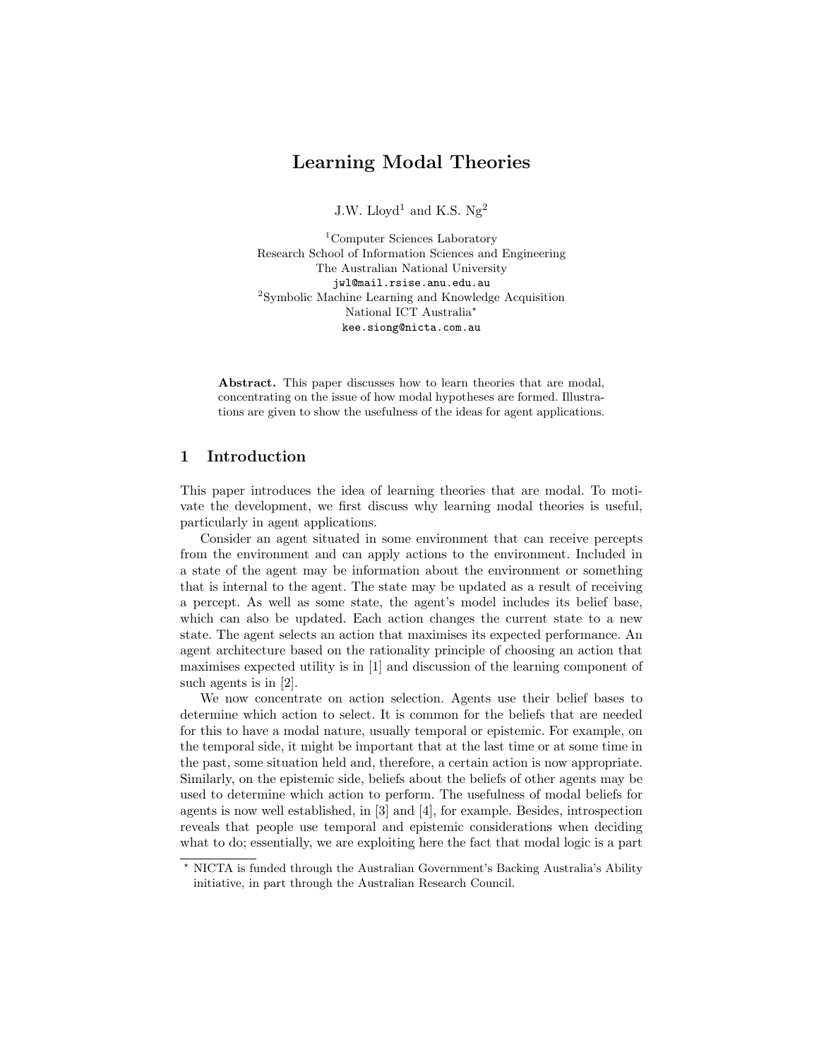# Learning Modal Theories

J.W. Lloyd[1] and K.S. Ng[2]

[1]Computer Sciences Laboratory
Research School of Information Sciences and Engineering
The Australian National University
jwl@mail.rsise.anu.edu.au
[2]Symbolic Machine Learning and Knowledge Acquisition
National ICT Australia*
kee.siong@nicta.com.au

**Abstract.** This paper discusses how to learn theories that are modal, concentrating on the issue of how modal hypotheses are formed. Illustrations are given to show the usefulness of the ideas for agent applications.

## 1 Introduction

This paper introduces the idea of learning theories that are modal. To motivate the development, we first discuss why learning modal theories is useful, particularly in agent applications.

Consider an agent situated in some environment that can receive percepts from the environment and can apply actions to the environment. Included in a state of the agent may be information about the environment or something that is internal to the agent. The state may be updated as a result of receiving a percept. As well as some state, the agent's model includes its belief base, which can also be updated. Each action changes the current state to a new state. The agent selects an action that maximises its expected performance. An agent architecture based on the rationality principle of choosing an action that maximises expected utility is in [1] and discussion of the learning component of such agents is in [2].

We now concentrate on action selection. Agents use their belief bases to determine which action to select. It is common for the beliefs that are needed for this to have a modal nature, usually temporal or epistemic. For example, on the temporal side, it might be important that at the last time or at some time in the past, some situation held and, therefore, a certain action is now appropriate. Similarly, on the epistemic side, beliefs about the beliefs of other agents may be used to determine which action to perform. The usefulness of modal beliefs for agents is now well established, in [3] and [4], for example. Besides, introspection reveals that people use temporal and epistemic considerations when deciding what to do; essentially, we are exploiting here the fact that modal logic is a part

* NICTA is funded through the Australian Government's Backing Australia's Ability initiative, in part through the Australian Research Council.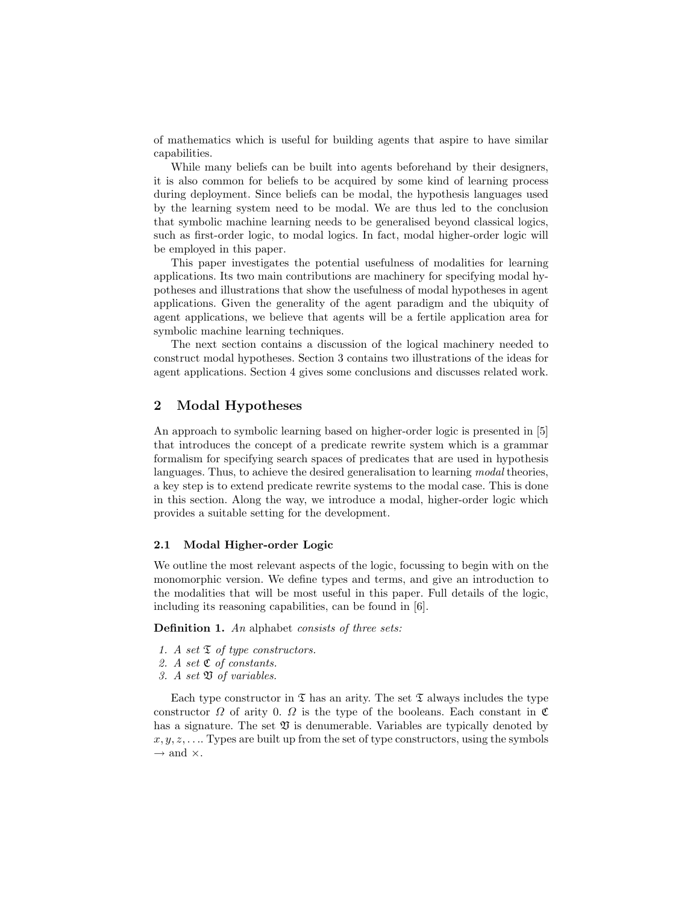of mathematics which is useful for building agents that aspire to have similar capabilities.

While many beliefs can be built into agents beforehand by their designers, it is also common for beliefs to be acquired by some kind of learning process during deployment. Since beliefs can be modal, the hypothesis languages used by the learning system need to be modal. We are thus led to the conclusion that symbolic machine learning needs to be generalised beyond classical logics, such as first-order logic, to modal logics. In fact, modal higher-order logic will be employed in this paper.

This paper investigates the potential usefulness of modalities for learning applications. Its two main contributions are machinery for specifying modal hypotheses and illustrations that show the usefulness of modal hypotheses in agent applications. Given the generality of the agent paradigm and the ubiquity of agent applications, we believe that agents will be a fertile application area for symbolic machine learning techniques.

The next section contains a discussion of the logical machinery needed to construct modal hypotheses. Section 3 contains two illustrations of the ideas for agent applications. Section 4 gives some conclusions and discusses related work.

## 2 Modal Hypotheses

An approach to symbolic learning based on higher-order logic is presented in [5] that introduces the concept of a predicate rewrite system which is a grammar formalism for specifying search spaces of predicates that are used in hypothesis languages. Thus, to achieve the desired generalisation to learning *modal* theories, a key step is to extend predicate rewrite systems to the modal case. This is done in this section. Along the way, we introduce a modal, higher-order logic which provides a suitable setting for the development.

### 2.1 Modal Higher-order Logic

We outline the most relevant aspects of the logic, focussing to begin with on the monomorphic version. We define types and terms, and give an introduction to the modalities that will be most useful in this paper. Full details of the logic, including its reasoning capabilities, can be found in [6].

**Definition 1.** *An* alphabet *consists of three sets:*

1. *A set $\mathfrak{T}$ of type constructors.*
2. *A set $\mathfrak{C}$ of constants.*
3. *A set $\mathfrak{V}$ of variables.*

Each type constructor in $\mathfrak{T}$ has an arity. The set $\mathfrak{T}$ always includes the type constructor $\Omega$ of arity 0. $\Omega$ is the type of the booleans. Each constant in $\mathfrak{C}$ has a signature. The set $\mathfrak{V}$ is denumerable. Variables are typically denoted by $x, y, z, \ldots$. Types are built up from the set of type constructors, using the symbols $\rightarrow$ and $\times$.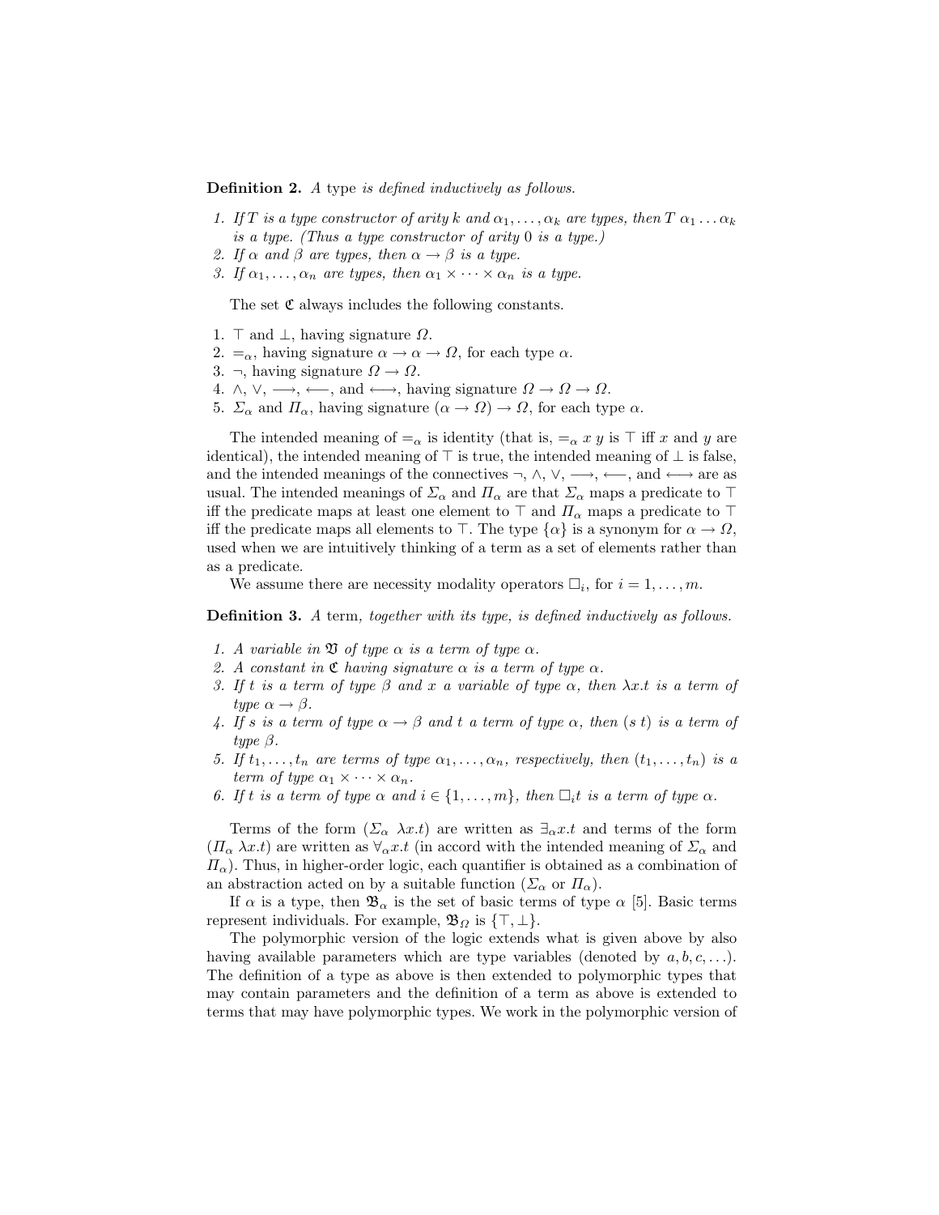**Definition 2.** *A* type *is defined inductively as follows.*

1. *If $T$ is a type constructor of arity $k$ and $\alpha_1, \ldots, \alpha_k$ are types, then $T\ \alpha_1 \ldots \alpha_k$ is a type. (Thus a type constructor of arity 0 is a type.)*
2. *If $\alpha$ and $\beta$ are types, then $\alpha \to \beta$ is a type.*
3. *If $\alpha_1, \ldots, \alpha_n$ are types, then $\alpha_1 \times \cdots \times \alpha_n$ is a type.*

The set $\mathfrak{C}$ always includes the following constants.

1. $\top$ and $\bot$, having signature $\Omega$.
2. $=_\alpha$, having signature $\alpha \to \alpha \to \Omega$, for each type $\alpha$.
3. $\neg$, having signature $\Omega \to \Omega$.
4. $\wedge$, $\vee$, $\longrightarrow$, $\longleftarrow$, and $\longleftrightarrow$, having signature $\Omega \to \Omega \to \Omega$.
5. $\Sigma_\alpha$ and $\Pi_\alpha$, having signature $(\alpha \to \Omega) \to \Omega$, for each type $\alpha$.

The intended meaning of $=_\alpha$ is identity (that is, $=_\alpha x\ y$ is $\top$ iff $x$ and $y$ are identical), the intended meaning of $\top$ is true, the intended meaning of $\bot$ is false, and the intended meanings of the connectives $\neg$, $\wedge$, $\vee$, $\longrightarrow$, $\longleftarrow$, and $\longleftrightarrow$ are as usual. The intended meanings of $\Sigma_\alpha$ and $\Pi_\alpha$ are that $\Sigma_\alpha$ maps a predicate to $\top$ iff the predicate maps at least one element to $\top$ and $\Pi_\alpha$ maps a predicate to $\top$ iff the predicate maps all elements to $\top$. The type $\{\alpha\}$ is a synonym for $\alpha \to \Omega$, used when we are intuitively thinking of a term as a set of elements rather than as a predicate.

We assume there are necessity modality operators $\Box_i$, for $i = 1, \ldots, m$.

**Definition 3.** *A* term, *together with its type, is defined inductively as follows.*

1. *A variable in $\mathfrak{V}$ of type $\alpha$ is a term of type $\alpha$.*
2. *A constant in $\mathfrak{C}$ having signature $\alpha$ is a term of type $\alpha$.*
3. *If $t$ is a term of type $\beta$ and $x$ a variable of type $\alpha$, then $\lambda x.t$ is a term of type $\alpha \to \beta$.*
4. *If $s$ is a term of type $\alpha \to \beta$ and $t$ a term of type $\alpha$, then $(s\ t)$ is a term of type $\beta$.*
5. *If $t_1, \ldots, t_n$ are terms of type $\alpha_1, \ldots, \alpha_n$, respectively, then $(t_1, \ldots, t_n)$ is a term of type $\alpha_1 \times \cdots \times \alpha_n$.*
6. *If $t$ is a term of type $\alpha$ and $i \in \{1, \ldots, m\}$, then $\Box_i t$ is a term of type $\alpha$.*

Terms of the form $(\Sigma_\alpha\ \lambda x.t)$ are written as $\exists_\alpha x.t$ and terms of the form $(\Pi_\alpha\ \lambda x.t)$ are written as $\forall_\alpha x.t$ (in accord with the intended meaning of $\Sigma_\alpha$ and $\Pi_\alpha$). Thus, in higher-order logic, each quantifier is obtained as a combination of an abstraction acted on by a suitable function ($\Sigma_\alpha$ or $\Pi_\alpha$).

If $\alpha$ is a type, then $\mathfrak{B}_\alpha$ is the set of basic terms of type $\alpha$ [5]. Basic terms represent individuals. For example, $\mathfrak{B}_\Omega$ is $\{\top, \bot\}$.

The polymorphic version of the logic extends what is given above by also having available parameters which are type variables (denoted by $a, b, c, \ldots$). The definition of a type as above is then extended to polymorphic types that may contain parameters and the definition of a term as above is extended to terms that may have polymorphic types. We work in the polymorphic version of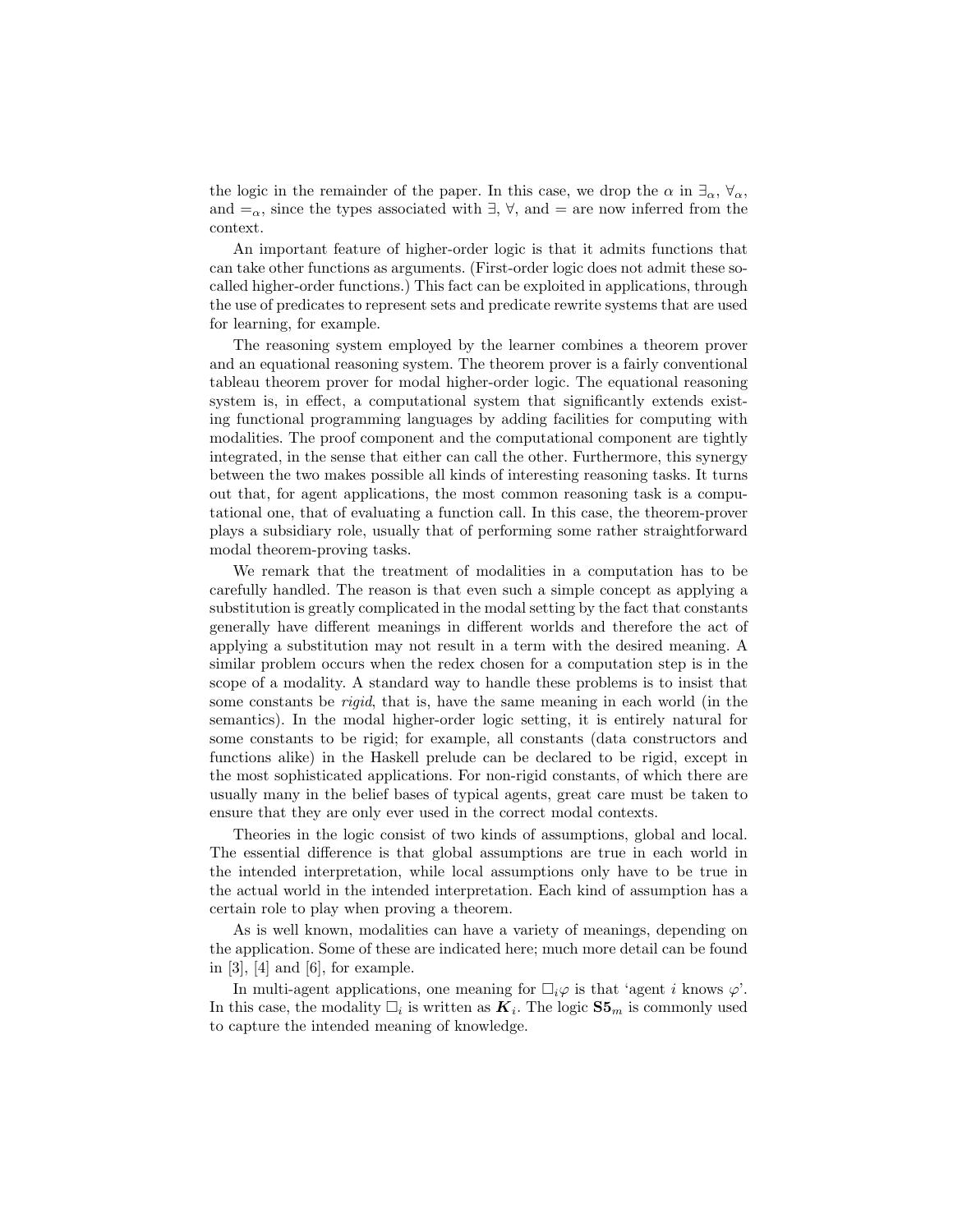the logic in the remainder of the paper. In this case, we drop the $\alpha$ in $\exists_\alpha$, $\forall_\alpha$, and $=_\alpha$, since the types associated with $\exists$, $\forall$, and $=$ are now inferred from the context.

An important feature of higher-order logic is that it admits functions that can take other functions as arguments. (First-order logic does not admit these so-called higher-order functions.) This fact can be exploited in applications, through the use of predicates to represent sets and predicate rewrite systems that are used for learning, for example.

The reasoning system employed by the learner combines a theorem prover and an equational reasoning system. The theorem prover is a fairly conventional tableau theorem prover for modal higher-order logic. The equational reasoning system is, in effect, a computational system that significantly extends existing functional programming languages by adding facilities for computing with modalities. The proof component and the computational component are tightly integrated, in the sense that either can call the other. Furthermore, this synergy between the two makes possible all kinds of interesting reasoning tasks. It turns out that, for agent applications, the most common reasoning task is a computational one, that of evaluating a function call. In this case, the theorem-prover plays a subsidiary role, usually that of performing some rather straightforward modal theorem-proving tasks.

We remark that the treatment of modalities in a computation has to be carefully handled. The reason is that even such a simple concept as applying a substitution is greatly complicated in the modal setting by the fact that constants generally have different meanings in different worlds and therefore the act of applying a substitution may not result in a term with the desired meaning. A similar problem occurs when the redex chosen for a computation step is in the scope of a modality. A standard way to handle these problems is to insist that some constants be *rigid*, that is, have the same meaning in each world (in the semantics). In the modal higher-order logic setting, it is entirely natural for some constants to be rigid; for example, all constants (data constructors and functions alike) in the Haskell prelude can be declared to be rigid, except in the most sophisticated applications. For non-rigid constants, of which there are usually many in the belief bases of typical agents, great care must be taken to ensure that they are only ever used in the correct modal contexts.

Theories in the logic consist of two kinds of assumptions, global and local. The essential difference is that global assumptions are true in each world in the intended interpretation, while local assumptions only have to be true in the actual world in the intended interpretation. Each kind of assumption has a certain role to play when proving a theorem.

As is well known, modalities can have a variety of meanings, depending on the application. Some of these are indicated here; much more detail can be found in [3], [4] and [6], for example.

In multi-agent applications, one meaning for $\Box_i \varphi$ is that 'agent $i$ knows $\varphi$'. In this case, the modality $\Box_i$ is written as $\boldsymbol{K}_i$. The logic $\mathbf{S5}_m$ is commonly used to capture the intended meaning of knowledge.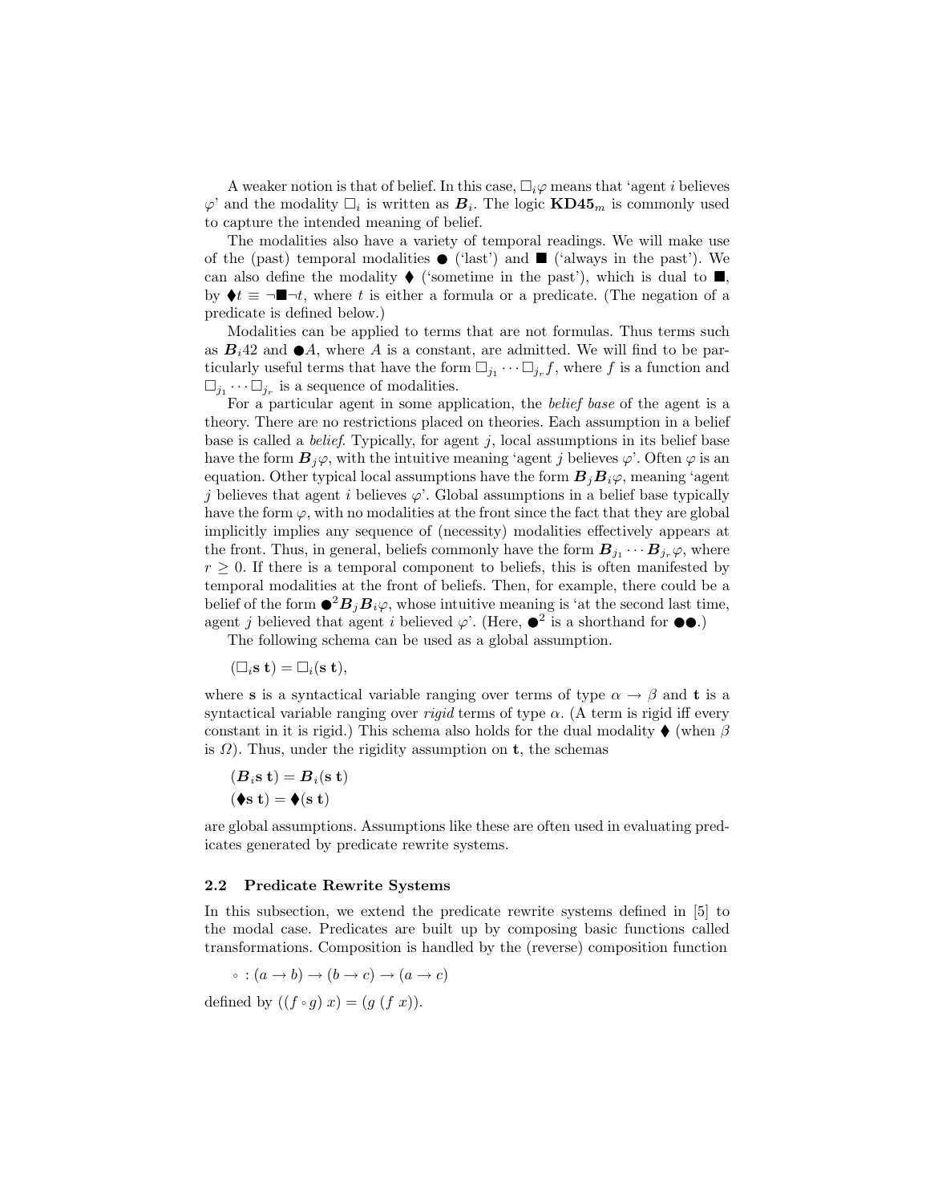A weaker notion is that of belief. In this case, $\Box_i \varphi$ means that 'agent $i$ believes $\varphi$' and the modality $\Box_i$ is written as $\boldsymbol{B}_i$. The logic $\mathbf{KD45}_m$ is commonly used to capture the intended meaning of belief.

The modalities also have a variety of temporal readings. We will make use of the (past) temporal modalities $\CIRCLE$ ('last') and $\blacksquare$ ('always in the past'). We can also define the modality $\blacklozenge$ ('sometime in the past'), which is dual to $\blacksquare$, by $\blacklozenge t \equiv \neg \blacksquare \neg t$, where $t$ is either a formula or a predicate. (The negation of a predicate is defined below.)

Modalities can be applied to terms that are not formulas. Thus terms such as $\boldsymbol{B}_i 42$ and $\CIRCLE A$, where $A$ is a constant, are admitted. We will find to be particularly useful terms that have the form $\Box_{j_1} \cdots \Box_{j_r} f$, where $f$ is a function and $\Box_{j_1} \cdots \Box_{j_r}$ is a sequence of modalities.

For a particular agent in some application, the *belief base* of the agent is a theory. There are no restrictions placed on theories. Each assumption in a belief base is called a *belief*. Typically, for agent $j$, local assumptions in its belief base have the form $\boldsymbol{B}_j \varphi$, with the intuitive meaning 'agent $j$ believes $\varphi$'. Often $\varphi$ is an equation. Other typical local assumptions have the form $\boldsymbol{B}_j \boldsymbol{B}_i \varphi$, meaning 'agent $j$ believes that agent $i$ believes $\varphi$'. Global assumptions in a belief base typically have the form $\varphi$, with no modalities at the front since the fact that they are global implicitly implies any sequence of (necessity) modalities effectively appears at the front. Thus, in general, beliefs commonly have the form $\boldsymbol{B}_{j_1} \cdots \boldsymbol{B}_{j_r} \varphi$, where $r \geq 0$. If there is a temporal component to beliefs, this is often manifested by temporal modalities at the front of beliefs. Then, for example, there could be a belief of the form $\CIRCLE^2 \boldsymbol{B}_j \boldsymbol{B}_i \varphi$, whose intuitive meaning is 'at the second last time, agent $j$ believed that agent $i$ believed $\varphi$'. (Here, $\CIRCLE^2$ is a shorthand for $\CIRCLE\CIRCLE$.)

The following schema can be used as a global assumption.

$$(\Box_i \mathbf{s}\ \mathbf{t}) = \Box_i (\mathbf{s}\ \mathbf{t}),$$

where $\mathbf{s}$ is a syntactical variable ranging over terms of type $\alpha \to \beta$ and $\mathbf{t}$ is a syntactical variable ranging over *rigid* terms of type $\alpha$. (A term is rigid iff every constant in it is rigid.) This schema also holds for the dual modality $\blacklozenge$ (when $\beta$ is $\Omega$). Thus, under the rigidity assumption on $\mathbf{t}$, the schemas

$$(\boldsymbol{B}_i \mathbf{s}\ \mathbf{t}) = \boldsymbol{B}_i (\mathbf{s}\ \mathbf{t})$$
$$(\blacklozenge \mathbf{s}\ \mathbf{t}) = \blacklozenge (\mathbf{s}\ \mathbf{t})$$

are global assumptions. Assumptions like these are often used in evaluating predicates generated by predicate rewrite systems.

### 2.2 Predicate Rewrite Systems

In this subsection, we extend the predicate rewrite systems defined in [5] to the modal case. Predicates are built up by composing basic functions called transformations. Composition is handled by the (reverse) composition function

$$\circ : (a \to b) \to (b \to c) \to (a \to c)$$

defined by $((f \circ g)\ x) = (g\ (f\ x))$.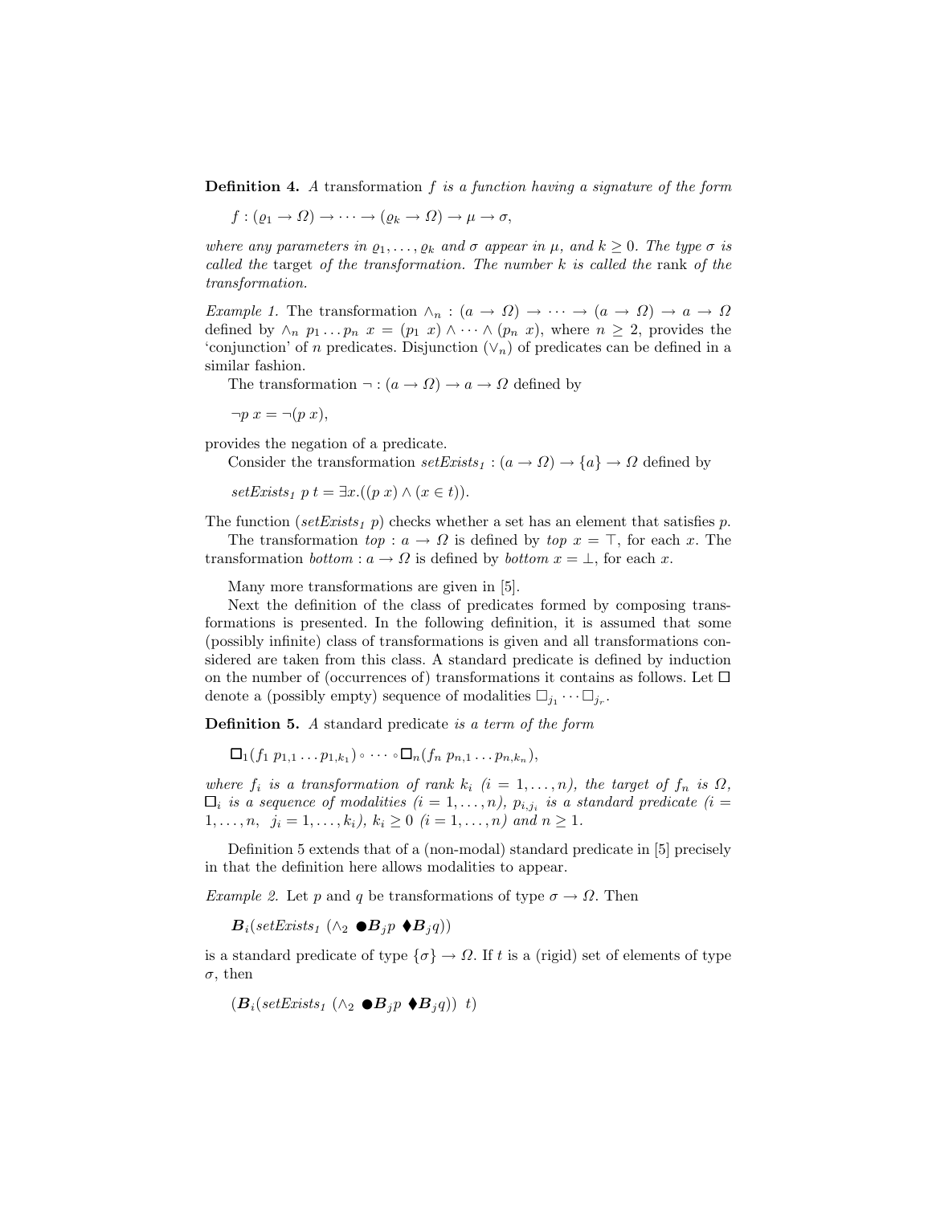**Definition 4.** *A* transformation $f$ *is a function having a signature of the form*

$$f : (\varrho_1 \to \Omega) \to \cdots \to (\varrho_k \to \Omega) \to \mu \to \sigma,$$

*where any parameters in* $\varrho_1, \ldots, \varrho_k$ *and* $\sigma$ *appear in* $\mu$*, and* $k \geq 0$*. The type* $\sigma$ *is called the* target *of the transformation. The number* $k$ *is called the* rank *of the transformation.*

*Example 1.* The transformation $\wedge_n : (a \to \Omega) \to \cdots \to (a \to \Omega) \to a \to \Omega$ defined by $\wedge_n\ p_1 \ldots p_n\ x = (p_1\ x) \wedge \cdots \wedge (p_n\ x)$, where $n \geq 2$, provides the 'conjunction' of $n$ predicates. Disjunction ($\vee_n$) of predicates can be defined in a similar fashion.

The transformation $\neg : (a \to \Omega) \to a \to \Omega$ defined by

$$\neg p\ x = \neg(p\ x),$$

provides the negation of a predicate.

Consider the transformation $setExists_1 : (a \to \Omega) \to \{a\} \to \Omega$ defined by

$$setExists_1\ p\ t = \exists x.((p\ x) \wedge (x \in t)).$$

The function ($setExists_1\ p$) checks whether a set has an element that satisfies $p$.

The transformation $top : a \to \Omega$ is defined by $top\ x = \top$, for each $x$. The transformation $bottom : a \to \Omega$ is defined by $bottom\ x = \bot$, for each $x$.

Many more transformations are given in [5].

Next the definition of the class of predicates formed by composing transformations is presented. In the following definition, it is assumed that some (possibly infinite) class of transformations is given and all transformations considered are taken from this class. A standard predicate is defined by induction on the number of (occurrences of) transformations it contains as follows. Let $\boldsymbol{\Box}$ denote a (possibly empty) sequence of modalities $\Box_{j_1} \cdots \Box_{j_r}$.

**Definition 5.** *A* standard predicate *is a term of the form*

$$\boldsymbol{\Box}_1(f_1\ p_{1,1} \ldots p_{1,k_1}) \circ \cdots \circ \boldsymbol{\Box}_n(f_n\ p_{n,1} \ldots p_{n,k_n}),$$

*where* $f_i$ *is a transformation of rank* $k_i$ $(i = 1, \ldots, n)$*, the target of* $f_n$ *is* $\Omega$*,* $\boldsymbol{\Box}_i$ *is a sequence of modalities* $(i = 1, \ldots, n)$*,* $p_{i,j_i}$ *is a standard predicate* $(i = 1, \ldots, n,\ \ j_i = 1, \ldots, k_i)$*,* $k_i \geq 0$ $(i = 1, \ldots, n)$ *and* $n \geq 1$*.*

Definition 5 extends that of a (non-modal) standard predicate in [5] precisely in that the definition here allows modalities to appear.

*Example 2.* Let $p$ and $q$ be transformations of type $\sigma \to \Omega$. Then

$$\boldsymbol{B}_i(setExists_1\ (\wedge_2\ \bullet\boldsymbol{B}_j p\ \blacklozenge\boldsymbol{B}_j q))$$

is a standard predicate of type $\{\sigma\} \to \Omega$. If $t$ is a (rigid) set of elements of type $\sigma$, then

$$(\boldsymbol{B}_i(setExists_1\ (\wedge_2\ \bullet\boldsymbol{B}_j p\ \blacklozenge\boldsymbol{B}_j q))\ \ t)$$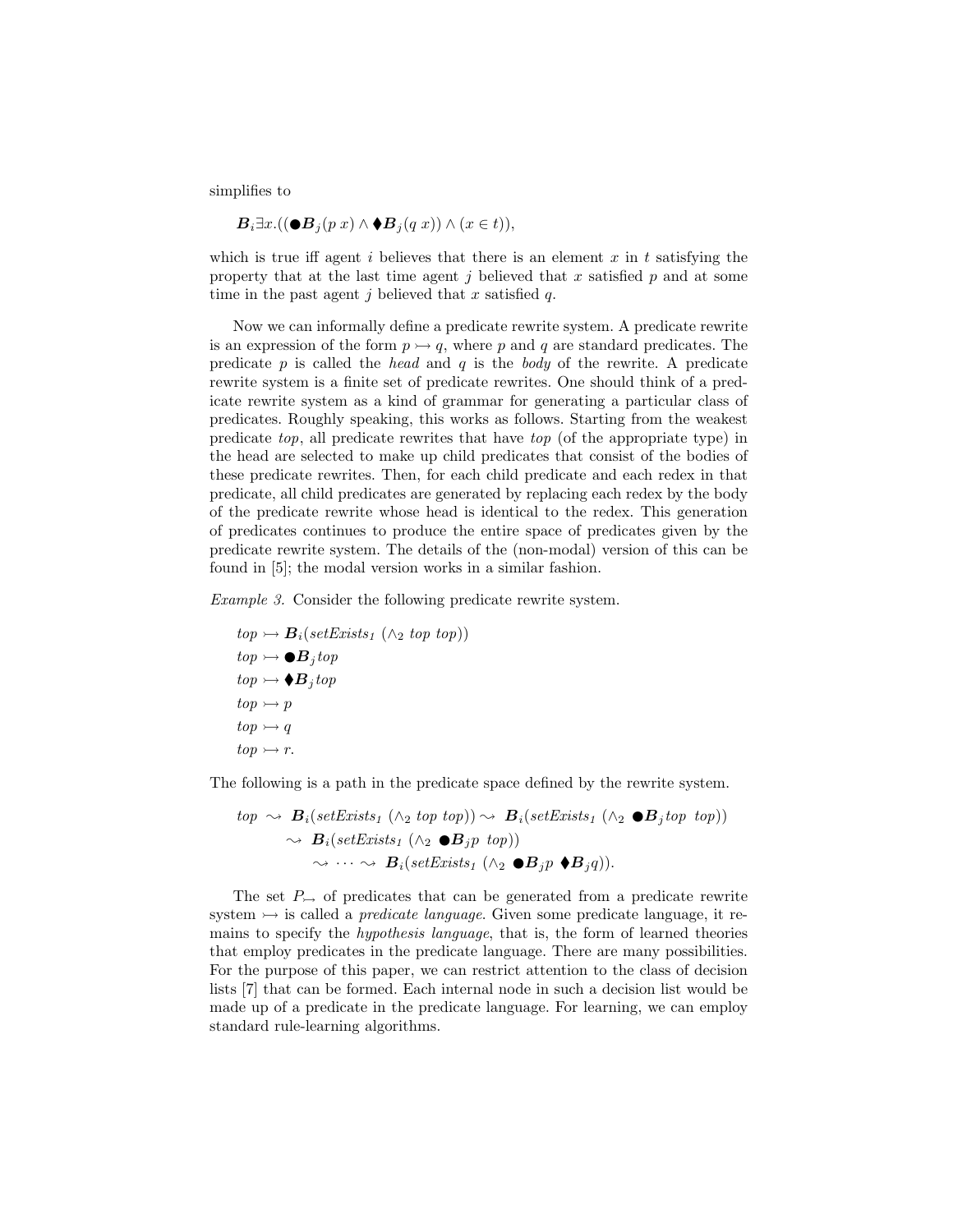simplifies to

$$\boldsymbol{B}_i \exists x.((\bullet \boldsymbol{B}_j(p\ x) \wedge \blacklozenge \boldsymbol{B}_j(q\ x)) \wedge (x \in t)),$$

which is true iff agent $i$ believes that there is an element $x$ in $t$ satisfying the property that at the last time agent $j$ believed that $x$ satisfied $p$ and at some time in the past agent $j$ believed that $x$ satisfied $q$.

Now we can informally define a predicate rewrite system. A predicate rewrite is an expression of the form $p \rightarrowtail q$, where $p$ and $q$ are standard predicates. The predicate $p$ is called the *head* and $q$ is the *body* of the rewrite. A predicate rewrite system is a finite set of predicate rewrites. One should think of a predicate rewrite system as a kind of grammar for generating a particular class of predicates. Roughly speaking, this works as follows. Starting from the weakest predicate *top*, all predicate rewrites that have *top* (of the appropriate type) in the head are selected to make up child predicates that consist of the bodies of these predicate rewrites. Then, for each child predicate and each redex in that predicate, all child predicates are generated by replacing each redex by the body of the predicate rewrite whose head is identical to the redex. This generation of predicates continues to produce the entire space of predicates given by the predicate rewrite system. The details of the (non-modal) version of this can be found in [5]; the modal version works in a similar fashion.

*Example 3.* Consider the following predicate rewrite system.

$$
\begin{aligned}
&top \rightarrowtail \boldsymbol{B}_i(setExists_1\ (\wedge_2\ top\ top))\\
&top \rightarrowtail \bullet \boldsymbol{B}_j\, top\\
&top \rightarrowtail \blacklozenge \boldsymbol{B}_j\, top\\
&top \rightarrowtail p\\
&top \rightarrowtail q\\
&top \rightarrowtail r.
\end{aligned}
$$

The following is a path in the predicate space defined by the rewrite system.

$$
\begin{aligned}
top \rightsquigarrow\ & \boldsymbol{B}_i(setExists_1\ (\wedge_2\ top\ top)) \rightsquigarrow \boldsymbol{B}_i(setExists_1\ (\wedge_2\ \bullet \boldsymbol{B}_j top\ \ top))\\
&\rightsquigarrow \boldsymbol{B}_i(setExists_1\ (\wedge_2\ \bullet \boldsymbol{B}_j p\ \ top))\\
&\quad \rightsquigarrow \cdots \rightsquigarrow \boldsymbol{B}_i(setExists_1\ (\wedge_2\ \bullet \boldsymbol{B}_j p\ \blacklozenge \boldsymbol{B}_j q)).
\end{aligned}
$$

The set $P_{\rightarrowtail}$ of predicates that can be generated from a predicate rewrite system $\rightarrowtail$ is called a *predicate language*. Given some predicate language, it remains to specify the *hypothesis language*, that is, the form of learned theories that employ predicates in the predicate language. There are many possibilities. For the purpose of this paper, we can restrict attention to the class of decision lists [7] that can be formed. Each internal node in such a decision list would be made up of a predicate in the predicate language. For learning, we can employ standard rule-learning algorithms.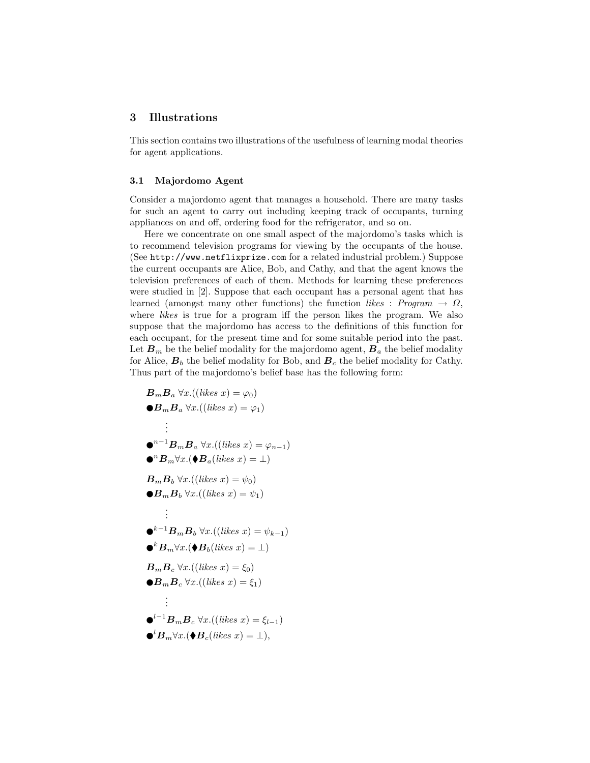## 3 Illustrations

This section contains two illustrations of the usefulness of learning modal theories for agent applications.

### 3.1 Majordomo Agent

Consider a majordomo agent that manages a household. There are many tasks for such an agent to carry out including keeping track of occupants, turning appliances on and off, ordering food for the refrigerator, and so on.

Here we concentrate on one small aspect of the majordomo's tasks which is to recommend television programs for viewing by the occupants of the house. (See http://www.netflixprize.com for a related industrial problem.) Suppose the current occupants are Alice, Bob, and Cathy, and that the agent knows the television preferences of each of them. Methods for learning these preferences were studied in [2]. Suppose that each occupant has a personal agent that has learned (amongst many other functions) the function $likes : Program \rightarrow \Omega$, where *likes* is true for a program iff the person likes the program. We also suppose that the majordomo has access to the definitions of this function for each occupant, for the present time and for some suitable period into the past. Let $\boldsymbol{B}_m$ be the belief modality for the majordomo agent, $\boldsymbol{B}_a$ the belief modality for Alice, $\boldsymbol{B}_b$ the belief modality for Bob, and $\boldsymbol{B}_c$ the belief modality for Cathy. Thus part of the majordomo's belief base has the following form:

$$\boldsymbol{B}_m \boldsymbol{B}_a \; \forall x.((likes\ x) = \varphi_0)$$
$$\bullet \boldsymbol{B}_m \boldsymbol{B}_a \; \forall x.((likes\ x) = \varphi_1)$$
$$\vdots$$
$$\bullet^{n-1} \boldsymbol{B}_m \boldsymbol{B}_a \; \forall x.((likes\ x) = \varphi_{n-1})$$
$$\bullet^{n} \boldsymbol{B}_m \forall x.(\blacklozenge \boldsymbol{B}_a (likes\ x) = \bot)$$

$$\boldsymbol{B}_m \boldsymbol{B}_b \; \forall x.((likes\ x) = \psi_0)$$
$$\bullet \boldsymbol{B}_m \boldsymbol{B}_b \; \forall x.((likes\ x) = \psi_1)$$
$$\vdots$$
$$\bullet^{k-1} \boldsymbol{B}_m \boldsymbol{B}_b \; \forall x.((likes\ x) = \psi_{k-1})$$
$$\bullet^{k} \boldsymbol{B}_m \forall x.(\blacklozenge \boldsymbol{B}_b (likes\ x) = \bot)$$

$$\boldsymbol{B}_m \boldsymbol{B}_c \; \forall x.((likes\ x) = \xi_0)$$
$$\bullet \boldsymbol{B}_m \boldsymbol{B}_c \; \forall x.((likes\ x) = \xi_1)$$
$$\vdots$$
$$\bullet^{l-1} \boldsymbol{B}_m \boldsymbol{B}_c \; \forall x.((likes\ x) = \xi_{l-1})$$
$$\bullet^{l} \boldsymbol{B}_m \forall x.(\blacklozenge \boldsymbol{B}_c (likes\ x) = \bot),$$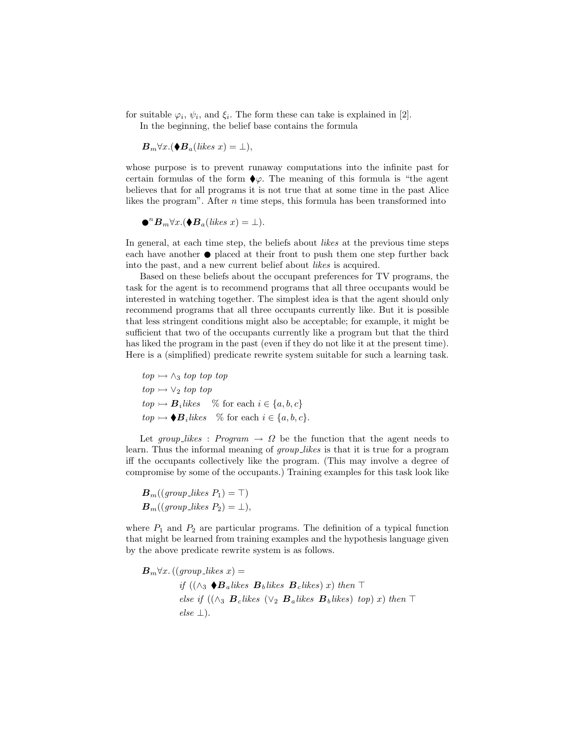for suitable $\varphi_i$, $\psi_i$, and $\xi_i$. The form these can take is explained in [2].

In the beginning, the belief base contains the formula

$$\boldsymbol{B}_m \forall x.(\blacklozenge \boldsymbol{B}_a(\mathit{likes}\ x) = \bot),$$

whose purpose is to prevent runaway computations into the infinite past for certain formulas of the form $\blacklozenge\varphi$. The meaning of this formula is "the agent believes that for all programs it is not true that at some time in the past Alice likes the program". After $n$ time steps, this formula has been transformed into

$$\bullet^n \boldsymbol{B}_m \forall x.(\blacklozenge \boldsymbol{B}_a(\mathit{likes}\ x) = \bot).$$

In general, at each time step, the beliefs about *likes* at the previous time steps each have another $\bullet$ placed at their front to push them one step further back into the past, and a new current belief about *likes* is acquired.

Based on these beliefs about the occupant preferences for TV programs, the task for the agent is to recommend programs that all three occupants would be interested in watching together. The simplest idea is that the agent should only recommend programs that all three occupants currently like. But it is possible that less stringent conditions might also be acceptable; for example, it might be sufficient that two of the occupants currently like a program but that the third has liked the program in the past (even if they do not like it at the present time). Here is a (simplified) predicate rewrite system suitable for such a learning task.

$$
\begin{aligned}
&\mathit{top} \rightarrowtail \wedge_3\ \mathit{top}\ \mathit{top}\ \mathit{top} \\
&\mathit{top} \rightarrowtail \vee_2\ \mathit{top}\ \mathit{top} \\
&\mathit{top} \rightarrowtail \boldsymbol{B}_i \mathit{likes} \quad \text{\% for each } i \in \{a, b, c\} \\
&\mathit{top} \rightarrowtail \blacklozenge \boldsymbol{B}_i \mathit{likes} \quad \text{\% for each } i \in \{a, b, c\}.
\end{aligned}
$$

Let $\mathit{group\_likes} : \mathit{Program} \rightarrow \Omega$ be the function that the agent needs to learn. Thus the informal meaning of *group_likes* is that it is true for a program iff the occupants collectively like the program. (This may involve a degree of compromise by some of the occupants.) Training examples for this task look like

$$
\begin{aligned}
&\boldsymbol{B}_m((\mathit{group\_likes}\ P_1) = \top) \\
&\boldsymbol{B}_m((\mathit{group\_likes}\ P_2) = \bot),
\end{aligned}
$$

where $P_1$ and $P_2$ are particular programs. The definition of a typical function that might be learned from training examples and the hypothesis language given by the above predicate rewrite system is as follows.

$$
\begin{aligned}
&\boldsymbol{B}_m \forall x.\,((\mathit{group\_likes}\ x) = \\
&\qquad \mathit{if}\ ((\wedge_3\ \blacklozenge \boldsymbol{B}_a \mathit{likes}\ \boldsymbol{B}_b \mathit{likes}\ \boldsymbol{B}_c \mathit{likes})\ x)\ \mathit{then}\ \top \\
&\qquad \mathit{else\ if}\ ((\wedge_3\ \boldsymbol{B}_c \mathit{likes}\ (\vee_2\ \boldsymbol{B}_a \mathit{likes}\ \boldsymbol{B}_b \mathit{likes})\ \mathit{top})\ x)\ \mathit{then}\ \top \\
&\qquad \mathit{else}\ \bot).
\end{aligned}
$$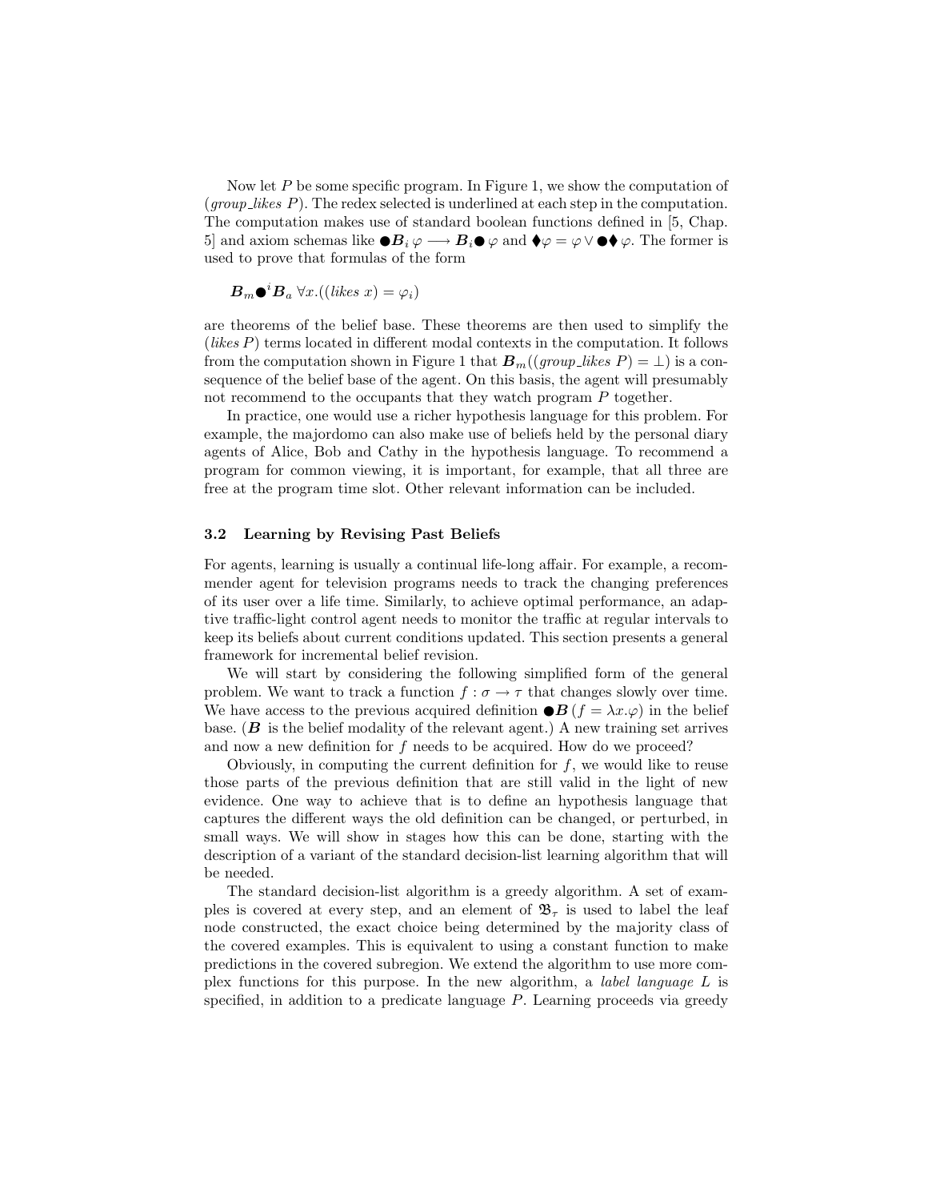Now let $P$ be some specific program. In Figure 1, we show the computation of $(group\_likes\ P)$. The redex selected is underlined at each step in the computation. The computation makes use of standard boolean functions defined in [5, Chap. 5] and axiom schemas like $\bullet \boldsymbol{B}_i\,\varphi \longrightarrow \boldsymbol{B}_i \bullet \varphi$ and $\blacklozenge\varphi = \varphi \vee \bullet\blacklozenge\,\varphi$. The former is used to prove that formulas of the form

$$\boldsymbol{B}_m \bullet^i \boldsymbol{B}_a\ \forall x.((likes\ x) = \varphi_i)$$

are theorems of the belief base. These theorems are then used to simplify the $(likes\ P)$ terms located in different modal contexts in the computation. It follows from the computation shown in Figure 1 that $\boldsymbol{B}_m((group\_likes\ P) = \bot)$ is a consequence of the belief base of the agent. On this basis, the agent will presumably not recommend to the occupants that they watch program $P$ together.

In practice, one would use a richer hypothesis language for this problem. For example, the majordomo can also make use of beliefs held by the personal diary agents of Alice, Bob and Cathy in the hypothesis language. To recommend a program for common viewing, it is important, for example, that all three are free at the program time slot. Other relevant information can be included.

### 3.2 Learning by Revising Past Beliefs

For agents, learning is usually a continual life-long affair. For example, a recommender agent for television programs needs to track the changing preferences of its user over a life time. Similarly, to achieve optimal performance, an adaptive traffic-light control agent needs to monitor the traffic at regular intervals to keep its beliefs about current conditions updated. This section presents a general framework for incremental belief revision.

We will start by considering the following simplified form of the general problem. We want to track a function $f : \sigma \rightarrow \tau$ that changes slowly over time. We have access to the previous acquired definition $\bullet \boldsymbol{B}\,(f = \lambda x.\varphi)$ in the belief base. ($\boldsymbol{B}$ is the belief modality of the relevant agent.) A new training set arrives and now a new definition for $f$ needs to be acquired. How do we proceed?

Obviously, in computing the current definition for $f$, we would like to reuse those parts of the previous definition that are still valid in the light of new evidence. One way to achieve that is to define an hypothesis language that captures the different ways the old definition can be changed, or perturbed, in small ways. We will show in stages how this can be done, starting with the description of a variant of the standard decision-list learning algorithm that will be needed.

The standard decision-list algorithm is a greedy algorithm. A set of examples is covered at every step, and an element of $\mathfrak{B}_\tau$ is used to label the leaf node constructed, the exact choice being determined by the majority class of the covered examples. This is equivalent to using a constant function to make predictions in the covered subregion. We extend the algorithm to use more complex functions for this purpose. In the new algorithm, a *label language* $L$ is specified, in addition to a predicate language $P$. Learning proceeds via greedy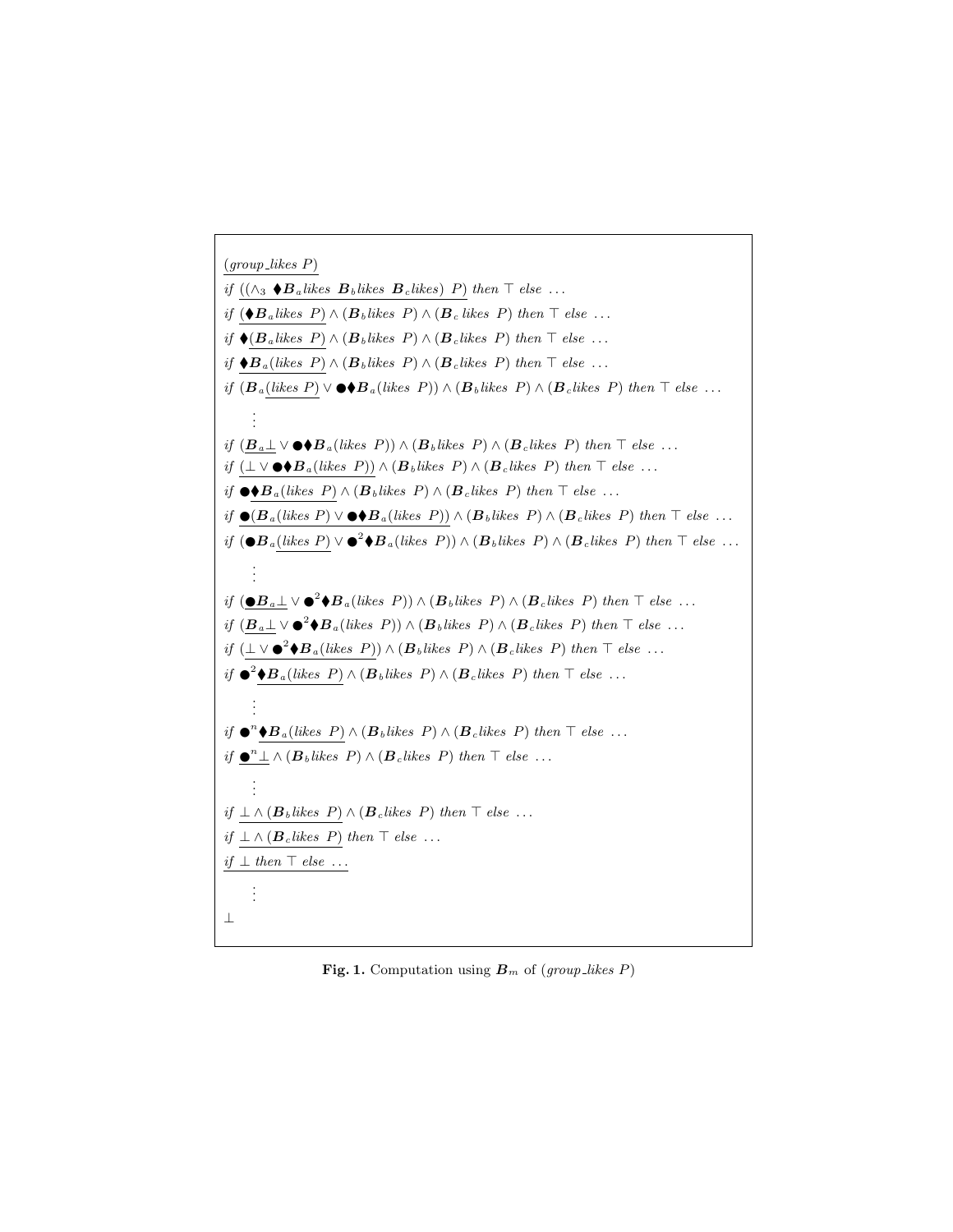$$\underline{(group\_likes\ P)}$$

$$if\ \underline{((\wedge_3\ \blacklozenge \boldsymbol{B}_a likes\ \boldsymbol{B}_b likes\ \boldsymbol{B}_c likes)\ P)}\ then\ \top\ else\ \ldots$$

$$if\ \underline{(\blacklozenge \boldsymbol{B}_a likes\ P)} \wedge (\boldsymbol{B}_b likes\ P) \wedge (\boldsymbol{B}_c\ likes\ P)\ then\ \top\ else\ \ldots$$

$$if\ \blacklozenge \underline{(\boldsymbol{B}_a likes\ P)} \wedge (\boldsymbol{B}_b likes\ P) \wedge (\boldsymbol{B}_c likes\ P)\ then\ \top\ else\ \ldots$$

$$if\ \underline{\blacklozenge \boldsymbol{B}_a (likes\ P)} \wedge (\boldsymbol{B}_b likes\ P) \wedge (\boldsymbol{B}_c likes\ P)\ then\ \top\ else\ \ldots$$

$$if\ (\boldsymbol{B}_a \underline{(likes\ P)} \vee \bullet \blacklozenge \boldsymbol{B}_a (likes\ P)) \wedge (\boldsymbol{B}_b likes\ P) \wedge (\boldsymbol{B}_c likes\ P)\ then\ \top\ else\ \ldots$$

$$\vdots$$

$$if\ (\underline{\boldsymbol{B}_a \bot} \vee \bullet \blacklozenge \boldsymbol{B}_a (likes\ P)) \wedge (\boldsymbol{B}_b likes\ P) \wedge (\boldsymbol{B}_c likes\ P)\ then\ \top\ else\ \ldots$$

$$if\ \underline{(\bot \vee \bullet \blacklozenge \boldsymbol{B}_a (likes\ P))} \wedge (\boldsymbol{B}_b likes\ P) \wedge (\boldsymbol{B}_c likes\ P)\ then\ \top\ else\ \ldots$$

$$if\ \bullet \underline{\blacklozenge \boldsymbol{B}_a (likes\ P)} \wedge (\boldsymbol{B}_b likes\ P) \wedge (\boldsymbol{B}_c likes\ P)\ then\ \top\ else\ \ldots$$

$$if\ \underline{\bullet (\boldsymbol{B}_a (likes\ P) \vee \bullet \blacklozenge \boldsymbol{B}_a (likes\ P))} \wedge (\boldsymbol{B}_b likes\ P) \wedge (\boldsymbol{B}_c likes\ P)\ then\ \top\ else\ \ldots$$

$$if\ (\bullet \boldsymbol{B}_a \underline{(likes\ P)} \vee \bullet^2 \blacklozenge \boldsymbol{B}_a (likes\ P)) \wedge (\boldsymbol{B}_b likes\ P) \wedge (\boldsymbol{B}_c likes\ P)\ then\ \top\ else\ \ldots$$

$$\vdots$$

$$if\ (\underline{\bullet \boldsymbol{B}_a \bot} \vee \bullet^2 \blacklozenge \boldsymbol{B}_a (likes\ P)) \wedge (\boldsymbol{B}_b likes\ P) \wedge (\boldsymbol{B}_c likes\ P)\ then\ \top\ else\ \ldots$$

$$if\ (\underline{\boldsymbol{B}_a \bot} \vee \bullet^2 \blacklozenge \boldsymbol{B}_a (likes\ P)) \wedge (\boldsymbol{B}_b likes\ P) \wedge (\boldsymbol{B}_c likes\ P)\ then\ \top\ else\ \ldots$$

$$if\ \underline{(\bot \vee \bullet^2 \blacklozenge \boldsymbol{B}_a (likes\ P))} \wedge (\boldsymbol{B}_b likes\ P) \wedge (\boldsymbol{B}_c likes\ P)\ then\ \top\ else\ \ldots$$

$$if\ \bullet^2 \underline{\blacklozenge \boldsymbol{B}_a (likes\ P)} \wedge (\boldsymbol{B}_b likes\ P) \wedge (\boldsymbol{B}_c likes\ P)\ then\ \top\ else\ \ldots$$

$$\vdots$$

$$if\ \bullet^n \underline{\blacklozenge \boldsymbol{B}_a (likes\ P)} \wedge (\boldsymbol{B}_b likes\ P) \wedge (\boldsymbol{B}_c likes\ P)\ then\ \top\ else\ \ldots$$

$$if\ \underline{\bullet^n \bot} \wedge (\boldsymbol{B}_b likes\ P) \wedge (\boldsymbol{B}_c likes\ P)\ then\ \top\ else\ \ldots$$

$$\vdots$$

$$if\ \underline{\bot \wedge (\boldsymbol{B}_b likes\ P)} \wedge (\boldsymbol{B}_c likes\ P)\ then\ \top\ else\ \ldots$$

$$if\ \underline{\bot \wedge (\boldsymbol{B}_c likes\ P)}\ then\ \top\ else\ \ldots$$

$$\underline{if\ \bot\ then\ \top\ else\ \ldots}$$

$$\vdots$$

$$\bot$$

**Fig. 1.** Computation using $\boldsymbol{B}_m$ of $(group\_likes\ P)$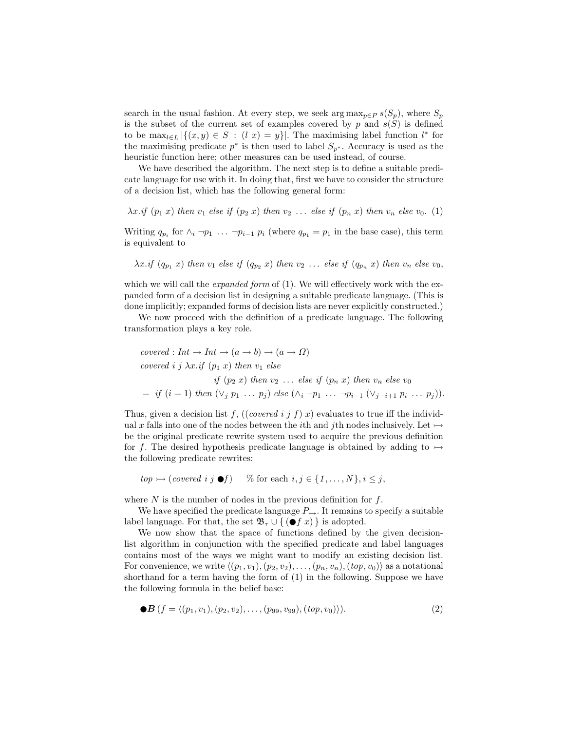search in the usual fashion. At every step, we seek $\arg\max_{p \in P} s(S_p)$, where $S_p$ is the subset of the current set of examples covered by $p$ and $s(S)$ is defined to be $\max_{l \in L} |\{(x, y) \in S \,:\, (l\ x) = y\}|$. The maximising label function $l^*$ for the maximising predicate $p^*$ is then used to label $S_{p^*}$. Accuracy is used as the heuristic function here; other measures can be used instead, of course.

We have described the algorithm. The next step is to define a suitable predicate language for use with it. In doing that, first we have to consider the structure of a decision list, which has the following general form:

$$\lambda x.\mathit{if}\ (p_1\ x)\ \mathit{then}\ v_1\ \mathit{else}\ \mathit{if}\ (p_2\ x)\ \mathit{then}\ v_2\ \ldots\ \mathit{else}\ \mathit{if}\ (p_n\ x)\ \mathit{then}\ v_n\ \mathit{else}\ v_0. \quad (1)$$

Writing $q_{p_i}$ for $\wedge_i\ \neg p_1\ \ldots\ \neg p_{i-1}\ p_i$ (where $q_{p_1} = p_1$ in the base case), this term is equivalent to

$$\lambda x.\mathit{if}\ (q_{p_1}\ x)\ \mathit{then}\ v_1\ \mathit{else}\ \mathit{if}\ (q_{p_2}\ x)\ \mathit{then}\ v_2\ \ldots\ \mathit{else}\ \mathit{if}\ (q_{p_n}\ x)\ \mathit{then}\ v_n\ \mathit{else}\ v_0,$$

which we will call the *expanded form* of (1). We will effectively work with the expanded form of a decision list in designing a suitable predicate language. (This is done implicitly; expanded forms of decision lists are never explicitly constructed.)

We now proceed with the definition of a predicate language. The following transformation plays a key role.

$$
\begin{aligned}
&\mathit{covered} : \mathit{Int} \to \mathit{Int} \to (a \to b) \to (a \to \Omega) \\
&\mathit{covered}\ i\ j\ \lambda x.\mathit{if}\ (p_1\ x)\ \mathit{then}\ v_1\ \mathit{else} \\
&\qquad\qquad\qquad \mathit{if}\ (p_2\ x)\ \mathit{then}\ v_2\ \ldots\ \mathit{else}\ \mathit{if}\ (p_n\ x)\ \mathit{then}\ v_n\ \mathit{else}\ v_0 \\
&= \mathit{if}\ (i = 1)\ \mathit{then}\ (\vee_j\ p_1\ \ldots\ p_j)\ \mathit{else}\ (\wedge_i\ \neg p_1\ \ldots\ \neg p_{i-1}\ (\vee_{j-i+1}\ p_i\ \ldots\ p_j)).
\end{aligned}
$$

Thus, given a decision list $f$, $((\mathit{covered}\ i\ j\ f)\ x)$ evaluates to true iff the individual $x$ falls into one of the nodes between the $i$th and $j$th nodes inclusively. Let $\rightarrowtail$ be the original predicate rewrite system used to acquire the previous definition for $f$. The desired hypothesis predicate language is obtained by adding to $\rightarrowtail$ the following predicate rewrites:

$$\mathit{top} \rightarrowtail (\mathit{covered}\ i\ j\ \bullet f) \qquad \%\ \text{for each } i, j \in \{1, \ldots, N\}, i \leq j,$$

where $N$ is the number of nodes in the previous definition for $f$.

We have specified the predicate language $P_{\rightarrowtail}$. It remains to specify a suitable label language. For that, the set $\mathfrak{B}_\tau \cup \{\, (\bullet f\ x)\,\}$ is adopted.

We now show that the space of functions defined by the given decision-list algorithm in conjunction with the specified predicate and label languages contains most of the ways we might want to modify an existing decision list. For convenience, we write $\langle (p_1, v_1), (p_2, v_2), \ldots, (p_n, v_n), (\mathit{top}, v_0)\rangle$ as a notational shorthand for a term having the form of (1) in the following. Suppose we have the following formula in the belief base:

$$\bullet \boldsymbol{B}\, (f = \langle (p_1, v_1), (p_2, v_2), \ldots, (p_{99}, v_{99}), (\mathit{top}, v_0)\rangle). \quad (2)$$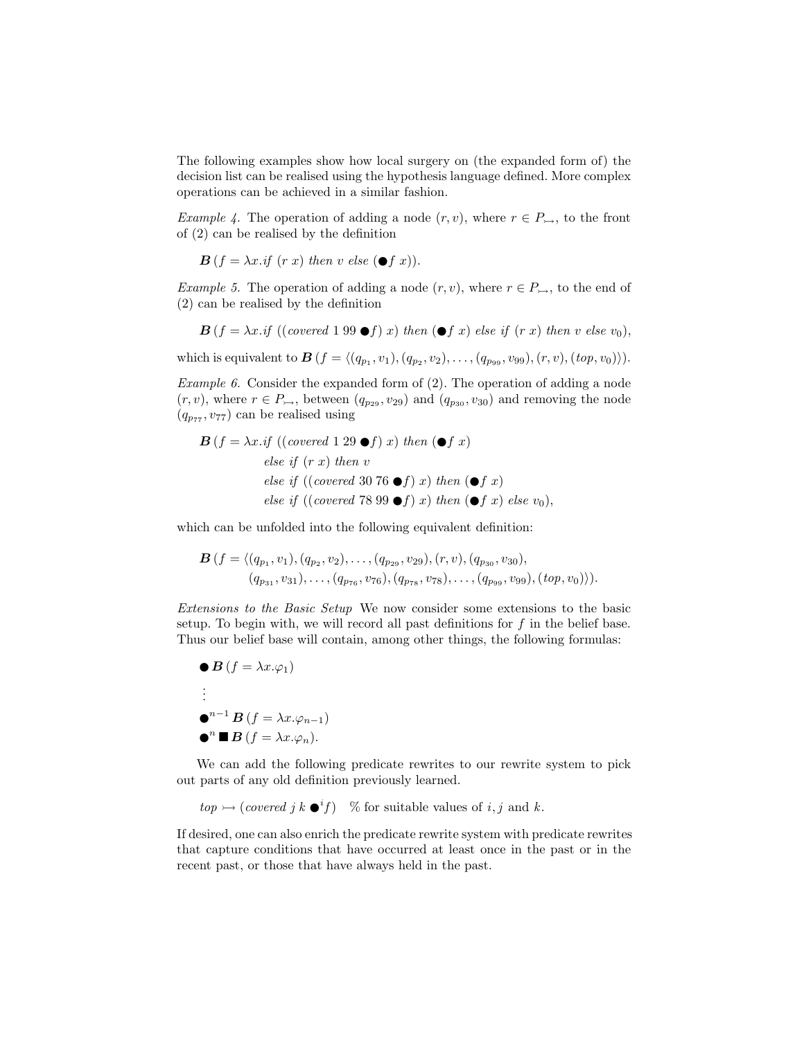The following examples show how local surgery on (the expanded form of) the decision list can be realised using the hypothesis language defined. More complex operations can be achieved in a similar fashion.

*Example 4.* The operation of adding a node $(r, v)$, where $r \in P_{\rightarrowtail}$, to the front of (2) can be realised by the definition

$$\boldsymbol{B}\,(f = \lambda x.\mathit{if}\ (r\ x)\ \mathit{then}\ v\ \mathit{else}\ (\bullet f\ x)).$$

*Example 5.* The operation of adding a node $(r, v)$, where $r \in P_{\rightarrowtail}$, to the end of (2) can be realised by the definition

$$\boldsymbol{B}\,(f = \lambda x.\mathit{if}\ ((\mathit{covered}\ 1\ 99\ \bullet f)\ x)\ \mathit{then}\ (\bullet f\ x)\ \mathit{else\ if}\ (r\ x)\ \mathit{then}\ v\ \mathit{else}\ v_0),$$

which is equivalent to $\boldsymbol{B}\,(f = \langle (q_{p_1}, v_1), (q_{p_2}, v_2), \ldots, (q_{p_{99}}, v_{99}), (r, v), (\mathit{top}, v_0)\rangle)$.

*Example 6.* Consider the expanded form of (2). The operation of adding a node $(r, v)$, where $r \in P_{\rightarrowtail}$, between $(q_{p_{29}}, v_{29})$ and $(q_{p_{30}}, v_{30})$ and removing the node $(q_{p_{77}}, v_{77})$ can be realised using

$$\begin{aligned}\boldsymbol{B}\,(f = \lambda x.&\mathit{if}\ ((\mathit{covered}\ 1\ 29\ \bullet f)\ x)\ \mathit{then}\ (\bullet f\ x)\\ &\mathit{else\ if}\ (r\ x)\ \mathit{then}\ v\\ &\mathit{else\ if}\ ((\mathit{covered}\ 30\ 76\ \bullet f)\ x)\ \mathit{then}\ (\bullet f\ x)\\ &\mathit{else\ if}\ ((\mathit{covered}\ 78\ 99\ \bullet f)\ x)\ \mathit{then}\ (\bullet f\ x)\ \mathit{else}\ v_0),\end{aligned}$$

which can be unfolded into the following equivalent definition:

$$\begin{aligned}\boldsymbol{B}\,(f = \langle &(q_{p_1}, v_1), (q_{p_2}, v_2), \ldots, (q_{p_{29}}, v_{29}), (r, v), (q_{p_{30}}, v_{30}),\\ &(q_{p_{31}}, v_{31}), \ldots, (q_{p_{76}}, v_{76}), (q_{p_{78}}, v_{78}), \ldots, (q_{p_{99}}, v_{99}), (\mathit{top}, v_0)\rangle).\end{aligned}$$

*Extensions to the Basic Setup* We now consider some extensions to the basic setup. To begin with, we will record all past definitions for $f$ in the belief base. Thus our belief base will contain, among other things, the following formulas:

$$\bullet\,\boldsymbol{B}\,(f = \lambda x.\varphi_1)$$

$$\vdots$$

$$\bullet^{n-1}\,\boldsymbol{B}\,(f = \lambda x.\varphi_{n-1})$$

$$\bullet^{n}\,\blacksquare\,\boldsymbol{B}\,(f = \lambda x.\varphi_n).$$

We can add the following predicate rewrites to our rewrite system to pick out parts of any old definition previously learned.

$$\mathit{top} \rightarrowtail (\mathit{covered}\ j\ k\ \bullet^i f) \quad \%\ \text{for suitable values of } i, j \text{ and } k.$$

If desired, one can also enrich the predicate rewrite system with predicate rewrites that capture conditions that have occurred at least once in the past or in the recent past, or those that have always held in the past.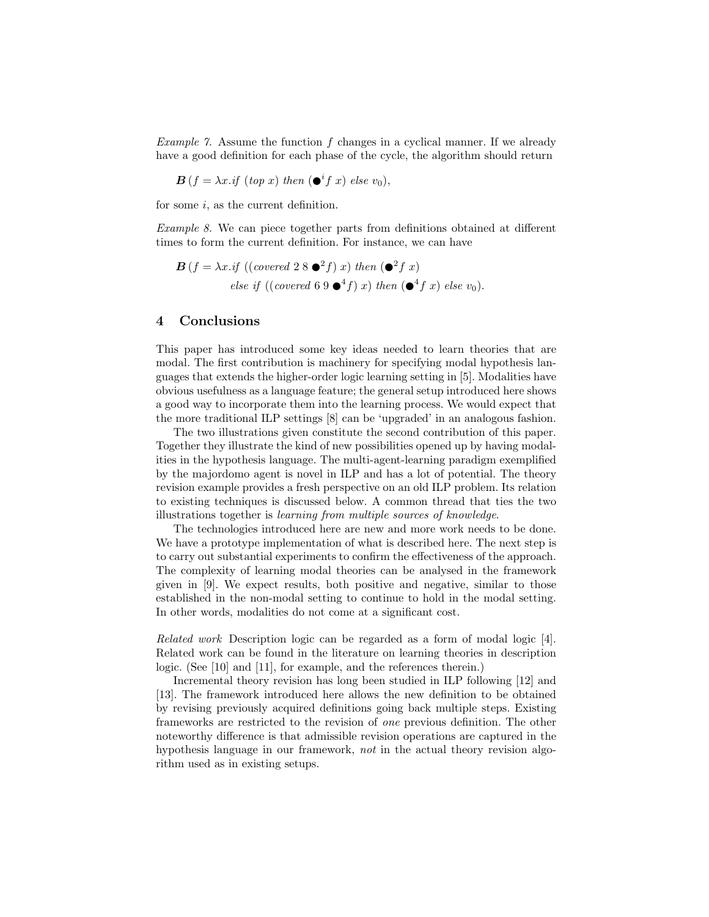*Example 7.* Assume the function $f$ changes in a cyclical manner. If we already have a good definition for each phase of the cycle, the algorithm should return

$$\boldsymbol{B}\,(f = \lambda x.\mathit{if}\ (\mathit{top}\ x)\ \mathit{then}\ (\bullet^i f\ x)\ \mathit{else}\ v_0),$$

for some $i$, as the current definition.

*Example 8.* We can piece together parts from definitions obtained at different times to form the current definition. For instance, we can have

$$\begin{aligned}\boldsymbol{B}\,(f = \lambda x.\mathit{if}\ &((\mathit{covered}\ 2\ 8\ \bullet^2 f)\ x)\ \mathit{then}\ (\bullet^2 f\ x)\\ &\mathit{else\ if}\ ((\mathit{covered}\ 6\ 9\ \bullet^4 f)\ x)\ \mathit{then}\ (\bullet^4 f\ x)\ \mathit{else}\ v_0).\end{aligned}$$

## 4 Conclusions

This paper has introduced some key ideas needed to learn theories that are modal. The first contribution is machinery for specifying modal hypothesis languages that extends the higher-order logic learning setting in [5]. Modalities have obvious usefulness as a language feature; the general setup introduced here shows a good way to incorporate them into the learning process. We would expect that the more traditional ILP settings [8] can be 'upgraded' in an analogous fashion.

The two illustrations given constitute the second contribution of this paper. Together they illustrate the kind of new possibilities opened up by having modalities in the hypothesis language. The multi-agent-learning paradigm exemplified by the majordomo agent is novel in ILP and has a lot of potential. The theory revision example provides a fresh perspective on an old ILP problem. Its relation to existing techniques is discussed below. A common thread that ties the two illustrations together is *learning from multiple sources of knowledge*.

The technologies introduced here are new and more work needs to be done. We have a prototype implementation of what is described here. The next step is to carry out substantial experiments to confirm the effectiveness of the approach. The complexity of learning modal theories can be analysed in the framework given in [9]. We expect results, both positive and negative, similar to those established in the non-modal setting to continue to hold in the modal setting. In other words, modalities do not come at a significant cost.

*Related work* Description logic can be regarded as a form of modal logic [4]. Related work can be found in the literature on learning theories in description logic. (See [10] and [11], for example, and the references therein.)

Incremental theory revision has long been studied in ILP following [12] and [13]. The framework introduced here allows the new definition to be obtained by revising previously acquired definitions going back multiple steps. Existing frameworks are restricted to the revision of *one* previous definition. The other noteworthy difference is that admissible revision operations are captured in the hypothesis language in our framework, *not* in the actual theory revision algorithm used as in existing setups.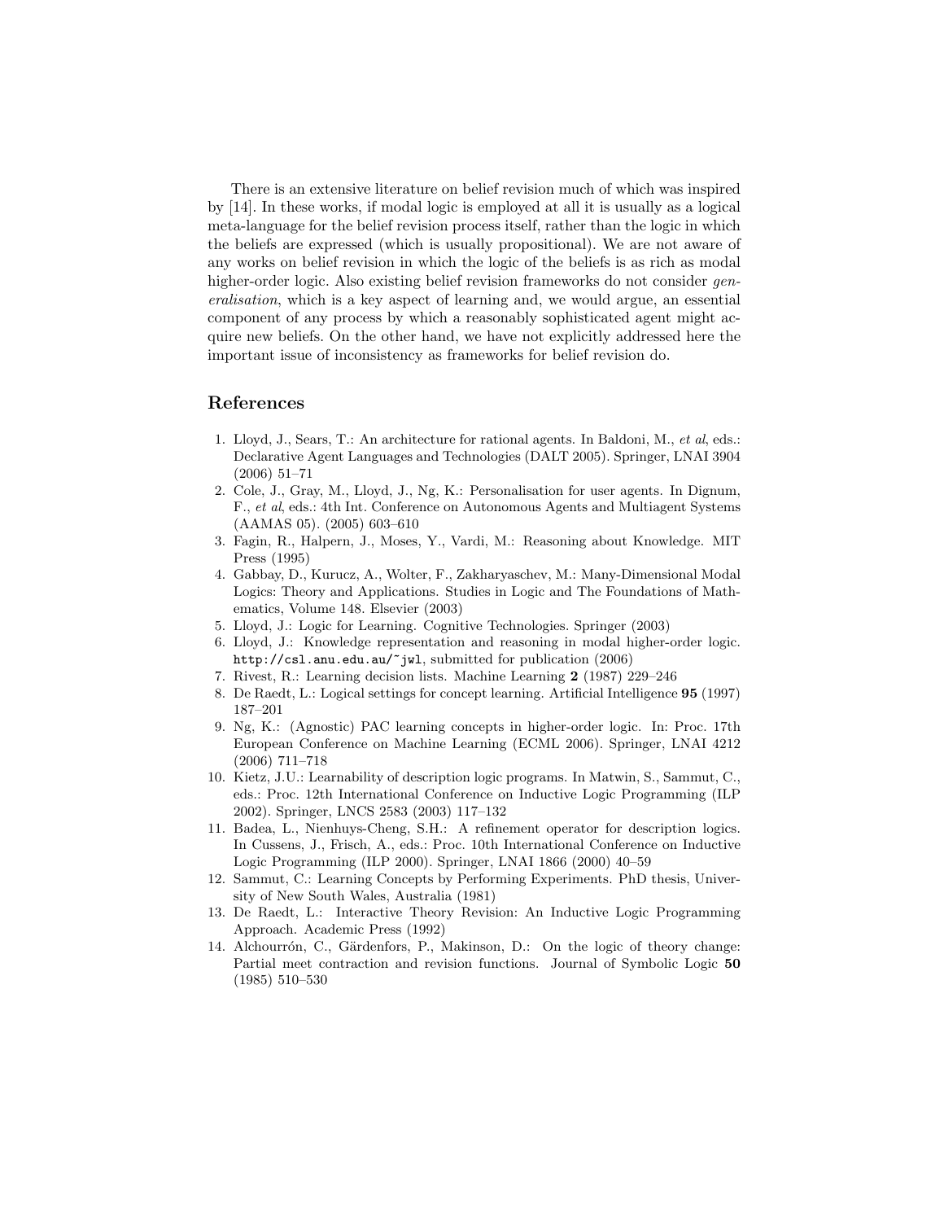There is an extensive literature on belief revision much of which was inspired by [14]. In these works, if modal logic is employed at all it is usually as a logical meta-language for the belief revision process itself, rather than the logic in which the beliefs are expressed (which is usually propositional). We are not aware of any works on belief revision in which the logic of the beliefs is as rich as modal higher-order logic. Also existing belief revision frameworks do not consider *generalisation*, which is a key aspect of learning and, we would argue, an essential component of any process by which a reasonably sophisticated agent might acquire new beliefs. On the other hand, we have not explicitly addressed here the important issue of inconsistency as frameworks for belief revision do.

## References

1. Lloyd, J., Sears, T.: An architecture for rational agents. In Baldoni, M., *et al*, eds.: Declarative Agent Languages and Technologies (DALT 2005). Springer, LNAI 3904 (2006) 51–71
2. Cole, J., Gray, M., Lloyd, J., Ng, K.: Personalisation for user agents. In Dignum, F., *et al*, eds.: 4th Int. Conference on Autonomous Agents and Multiagent Systems (AAMAS 05). (2005) 603–610
3. Fagin, R., Halpern, J., Moses, Y., Vardi, M.: Reasoning about Knowledge. MIT Press (1995)
4. Gabbay, D., Kurucz, A., Wolter, F., Zakharyaschev, M.: Many-Dimensional Modal Logics: Theory and Applications. Studies in Logic and The Foundations of Mathematics, Volume 148. Elsevier (2003)
5. Lloyd, J.: Logic for Learning. Cognitive Technologies. Springer (2003)
6. Lloyd, J.: Knowledge representation and reasoning in modal higher-order logic. `http://csl.anu.edu.au/~jwl`, submitted for publication (2006)
7. Rivest, R.: Learning decision lists. Machine Learning **2** (1987) 229–246
8. De Raedt, L.: Logical settings for concept learning. Artificial Intelligence **95** (1997) 187–201
9. Ng, K.: (Agnostic) PAC learning concepts in higher-order logic. In: Proc. 17th European Conference on Machine Learning (ECML 2006). Springer, LNAI 4212 (2006) 711–718
10. Kietz, J.U.: Learnability of description logic programs. In Matwin, S., Sammut, C., eds.: Proc. 12th International Conference on Inductive Logic Programming (ILP 2002). Springer, LNCS 2583 (2003) 117–132
11. Badea, L., Nienhuys-Cheng, S.H.: A refinement operator for description logics. In Cussens, J., Frisch, A., eds.: Proc. 10th International Conference on Inductive Logic Programming (ILP 2000). Springer, LNAI 1866 (2000) 40–59
12. Sammut, C.: Learning Concepts by Performing Experiments. PhD thesis, University of New South Wales, Australia (1981)
13. De Raedt, L.: Interactive Theory Revision: An Inductive Logic Programming Approach. Academic Press (1992)
14. Alchourrón, C., Gärdenfors, P., Makinson, D.: On the logic of theory change: Partial meet contraction and revision functions. Journal of Symbolic Logic **50** (1985) 510–530